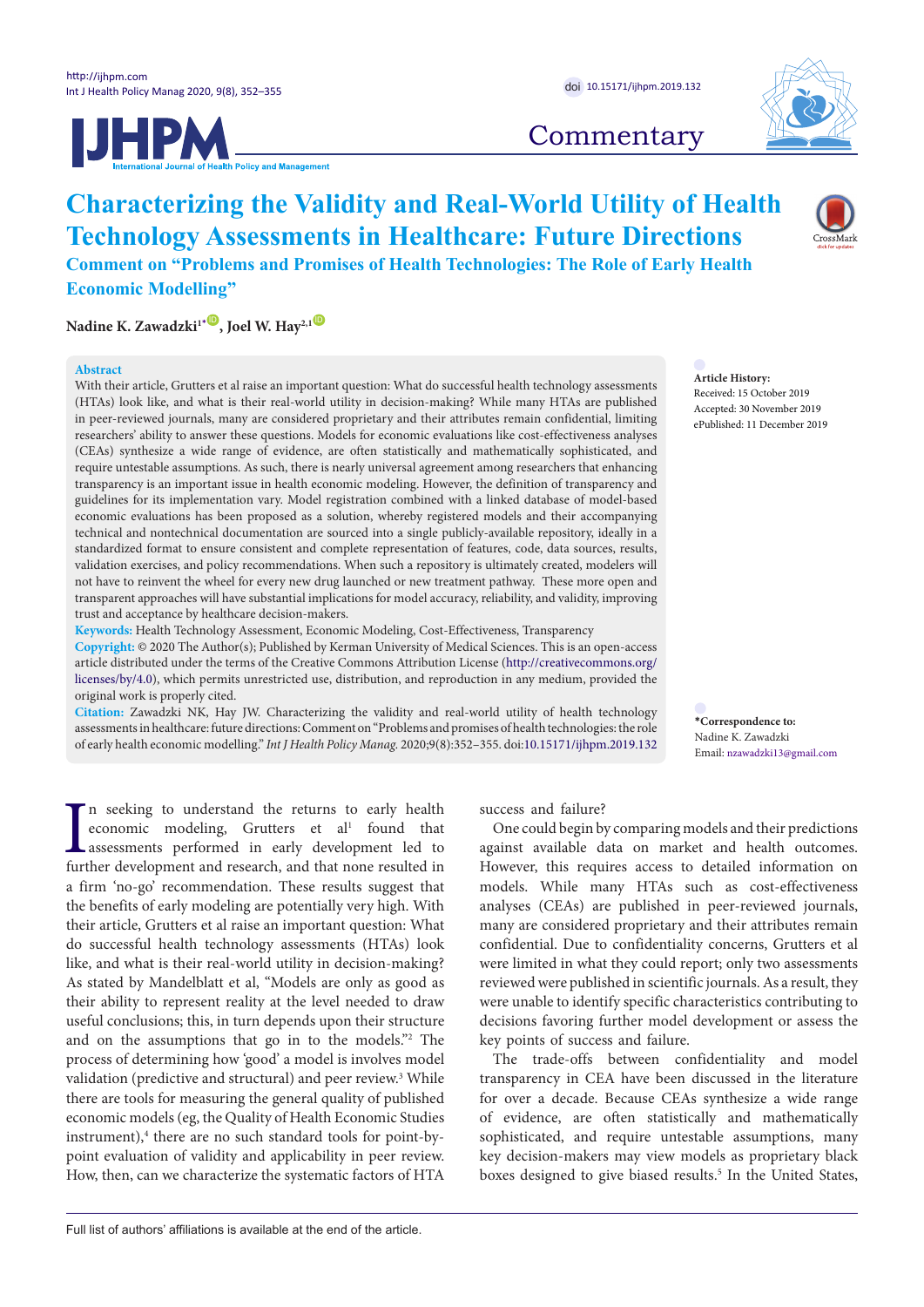Commentary

# Characterizing the Validity and Real-World Utility of Health Technology Assessments in Healthcare: Future Directions

## Comment on "Problems and Promises of Health Technologies: The Role of Early Health Economic Modelling"

**Nadine K. Zawadzki[1*], Joel W. Hay[2,1]**

### Abstract

With their article, Grutters et al raise an important question: What do successful health technology assessments (HTAs) look like, and what is their real-world utility in decision-making? While many HTAs are published in peer-reviewed journals, many are considered proprietary and their attributes remain confidential, limiting researchers' ability to answer these questions. Models for economic evaluations like cost-effectiveness analyses (CEAs) synthesize a wide range of evidence, are often statistically and mathematically sophisticated, and require untestable assumptions. As such, there is nearly universal agreement among researchers that enhancing transparency is an important issue in health economic modeling. However, the definition of transparency and guidelines for its implementation vary. Model registration combined with a linked database of model-based economic evaluations has been proposed as a solution, whereby registered models and their accompanying technical and nontechnical documentation are sourced into a single publicly-available repository, ideally in a standardized format to ensure consistent and complete representation of features, code, data sources, results, validation exercises, and policy recommendations. When such a repository is ultimately created, modelers will not have to reinvent the wheel for every new drug launched or new treatment pathway. These more open and transparent approaches will have substantial implications for model accuracy, reliability, and validity, improving trust and acceptance by healthcare decision-makers.

**Keywords:** Health Technology Assessment, Economic Modeling, Cost-Effectiveness, Transparency

**Copyright:** © 2020 The Author(s); Published by Kerman University of Medical Sciences. This is an open-access article distributed under the terms of the Creative Commons Attribution License (http://creativecommons.org/licenses/by/4.0), which permits unrestricted use, distribution, and reproduction in any medium, provided the original work is properly cited.

**Citation:** Zawadzki NK, Hay JW. Characterizing the validity and real-world utility of health technology assessments in healthcare: future directions: Comment on "Problems and promises of health technologies: the role of early health economic modelling." *Int J Health Policy Manag.* 2020;9(8):352–355. doi:10.15171/ijhpm.2019.132

**Article History:**
Received: 15 October 2019
Accepted: 30 November 2019
ePublished: 11 December 2019

**\*Correspondence to:**
Nadine K. Zawadzki
Email: nzawadzki13@gmail.com

In seeking to understand the returns to early health economic modeling, Grutters et al[1] found that assessments performed in early development led to further development and research, and that none resulted in a firm 'no-go' recommendation. These results suggest that the benefits of early modeling are potentially very high. With their article, Grutters et al raise an important question: What do successful health technology assessments (HTAs) look like, and what is their real-world utility in decision-making? As stated by Mandelblatt et al, "Models are only as good as their ability to represent reality at the level needed to draw useful conclusions; this, in turn depends upon their structure and on the assumptions that go in to the models."[2] The process of determining how 'good' a model is involves model validation (predictive and structural) and peer review.[3] While there are tools for measuring the general quality of published economic models (eg, the Quality of Health Economic Studies instrument),[4] there are no such standard tools for point-by-point evaluation of validity and applicability in peer review. How, then, can we characterize the systematic factors of HTA success and failure?

One could begin by comparing models and their predictions against available data on market and health outcomes. However, this requires access to detailed information on models. While many HTAs such as cost-effectiveness analyses (CEAs) are published in peer-reviewed journals, many are considered proprietary and their attributes remain confidential. Due to confidentiality concerns, Grutters et al were limited in what they could report; only two assessments reviewed were published in scientific journals. As a result, they were unable to identify specific characteristics contributing to decisions favoring further model development or assess the key points of success and failure.

The trade-offs between confidentiality and model transparency in CEA have been discussed in the literature for over a decade. Because CEAs synthesize a wide range of evidence, are often statistically and mathematically sophisticated, and require untestable assumptions, many key decision-makers may view models as proprietary black boxes designed to give biased results.[5] In the United States,

Full list of authors' affiliations is available at the end of the article.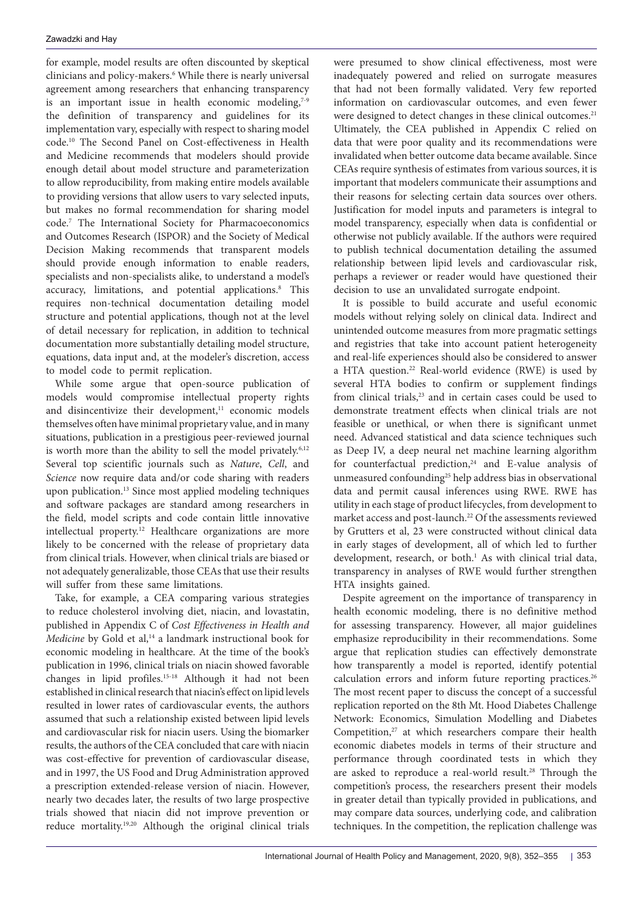for example, model results are often discounted by skeptical clinicians and policy-makers.[6] While there is nearly universal agreement among researchers that enhancing transparency is an important issue in health economic modeling,[7-9] the definition of transparency and guidelines for its implementation vary, especially with respect to sharing model code.[10] The Second Panel on Cost-effectiveness in Health and Medicine recommends that modelers should provide enough detail about model structure and parameterization to allow reproducibility, from making entire models available to providing versions that allow users to vary selected inputs, but makes no formal recommendation for sharing model code.[7] The International Society for Pharmacoeconomics and Outcomes Research (ISPOR) and the Society of Medical Decision Making recommends that transparent models should provide enough information to enable readers, specialists and non-specialists alike, to understand a model's accuracy, limitations, and potential applications.[8] This requires non-technical documentation detailing model structure and potential applications, though not at the level of detail necessary for replication, in addition to technical documentation more substantially detailing model structure, equations, data input and, at the modeler's discretion, access to model code to permit replication.

While some argue that open-source publication of models would compromise intellectual property rights and disincentivize their development,[11] economic models themselves often have minimal proprietary value, and in many situations, publication in a prestigious peer-reviewed journal is worth more than the ability to sell the model privately.[6,12] Several top scientific journals such as *Nature*, *Cell*, and *Science* now require data and/or code sharing with readers upon publication.[13] Since most applied modeling techniques and software packages are standard among researchers in the field, model scripts and code contain little innovative intellectual property.[12] Healthcare organizations are more likely to be concerned with the release of proprietary data from clinical trials. However, when clinical trials are biased or not adequately generalizable, those CEAs that use their results will suffer from these same limitations.

Take, for example, a CEA comparing various strategies to reduce cholesterol involving diet, niacin, and lovastatin, published in Appendix C of *Cost Effectiveness in Health and Medicine* by Gold et al,[14] a landmark instructional book for economic modeling in healthcare. At the time of the book's publication in 1996, clinical trials on niacin showed favorable changes in lipid profiles.[15-18] Although it had not been established in clinical research that niacin's effect on lipid levels resulted in lower rates of cardiovascular events, the authors assumed that such a relationship existed between lipid levels and cardiovascular risk for niacin users. Using the biomarker results, the authors of the CEA concluded that care with niacin was cost-effective for prevention of cardiovascular disease, and in 1997, the US Food and Drug Administration approved a prescription extended-release version of niacin. However, nearly two decades later, the results of two large prospective trials showed that niacin did not improve prevention or reduce mortality.[19,20] Although the original clinical trials were presumed to show clinical effectiveness, most were inadequately powered and relied on surrogate measures that had not been formally validated. Very few reported information on cardiovascular outcomes, and even fewer were designed to detect changes in these clinical outcomes.[21] Ultimately, the CEA published in Appendix C relied on data that were poor quality and its recommendations were invalidated when better outcome data became available. Since CEAs require synthesis of estimates from various sources, it is important that modelers communicate their assumptions and their reasons for selecting certain data sources over others. Justification for model inputs and parameters is integral to model transparency, especially when data is confidential or otherwise not publicly available. If the authors were required to publish technical documentation detailing the assumed relationship between lipid levels and cardiovascular risk, perhaps a reviewer or reader would have questioned their decision to use an unvalidated surrogate endpoint.

It is possible to build accurate and useful economic models without relying solely on clinical data. Indirect and unintended outcome measures from more pragmatic settings and registries that take into account patient heterogeneity and real-life experiences should also be considered to answer a HTA question.[22] Real-world evidence (RWE) is used by several HTA bodies to confirm or supplement findings from clinical trials,[23] and in certain cases could be used to demonstrate treatment effects when clinical trials are not feasible or unethical, or when there is significant unmet need. Advanced statistical and data science techniques such as Deep IV, a deep neural net machine learning algorithm for counterfactual prediction,[24] and E-value analysis of unmeasured confounding[25] help address bias in observational data and permit causal inferences using RWE. RWE has utility in each stage of product lifecycles, from development to market access and post-launch.[22] Of the assessments reviewed by Grutters et al, 23 were constructed without clinical data in early stages of development, all of which led to further development, research, or both.[1] As with clinical trial data, transparency in analyses of RWE would further strengthen HTA insights gained.

Despite agreement on the importance of transparency in health economic modeling, there is no definitive method for assessing transparency. However, all major guidelines emphasize reproducibility in their recommendations. Some argue that replication studies can effectively demonstrate how transparently a model is reported, identify potential calculation errors and inform future reporting practices.[26] The most recent paper to discuss the concept of a successful replication reported on the 8th Mt. Hood Diabetes Challenge Network: Economics, Simulation Modelling and Diabetes Competition,[27] at which researchers compare their health economic diabetes models in terms of their structure and performance through coordinated tests in which they are asked to reproduce a real-world result.[28] Through the competition's process, the researchers present their models in greater detail than typically provided in publications, and may compare data sources, underlying code, and calibration techniques. In the competition, the replication challenge was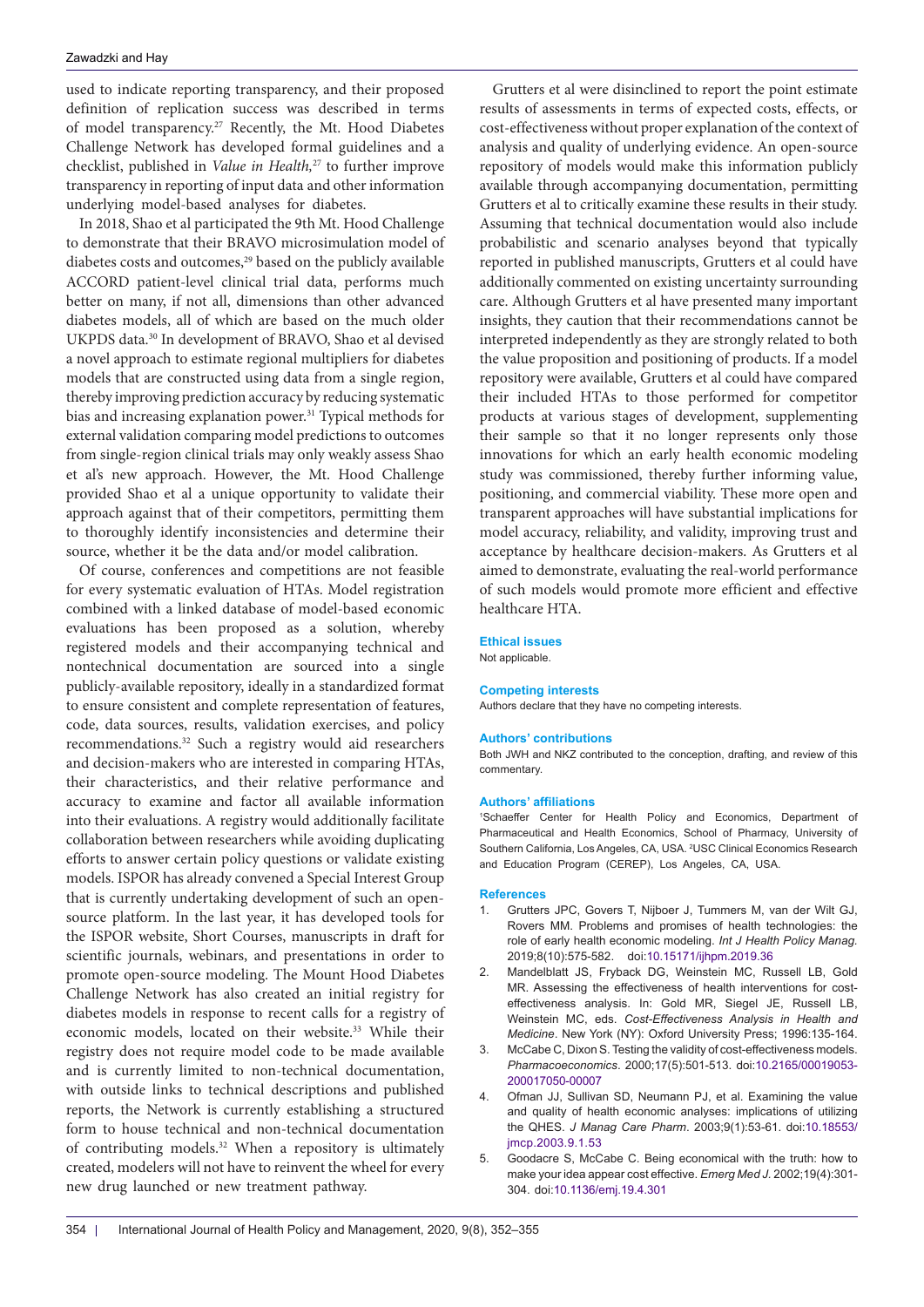used to indicate reporting transparency, and their proposed definition of replication success was described in terms of model transparency.[27] Recently, the Mt. Hood Diabetes Challenge Network has developed formal guidelines and a checklist, published in *Value in Health,*[27] to further improve transparency in reporting of input data and other information underlying model-based analyses for diabetes.

In 2018, Shao et al participated the 9th Mt. Hood Challenge to demonstrate that their BRAVO microsimulation model of diabetes costs and outcomes,[29] based on the publicly available ACCORD patient-level clinical trial data, performs much better on many, if not all, dimensions than other advanced diabetes models, all of which are based on the much older UKPDS data.[30] In development of BRAVO, Shao et al devised a novel approach to estimate regional multipliers for diabetes models that are constructed using data from a single region, thereby improving prediction accuracy by reducing systematic bias and increasing explanation power.[31] Typical methods for external validation comparing model predictions to outcomes from single-region clinical trials may only weakly assess Shao et al's new approach. However, the Mt. Hood Challenge provided Shao et al a unique opportunity to validate their approach against that of their competitors, permitting them to thoroughly identify inconsistencies and determine their source, whether it be the data and/or model calibration.

Of course, conferences and competitions are not feasible for every systematic evaluation of HTAs. Model registration combined with a linked database of model-based economic evaluations has been proposed as a solution, whereby registered models and their accompanying technical and nontechnical documentation are sourced into a single publicly-available repository, ideally in a standardized format to ensure consistent and complete representation of features, code, data sources, results, validation exercises, and policy recommendations.[32] Such a registry would aid researchers and decision-makers who are interested in comparing HTAs, their characteristics, and their relative performance and accuracy to examine and factor all available information into their evaluations. A registry would additionally facilitate collaboration between researchers while avoiding duplicating efforts to answer certain policy questions or validate existing models. ISPOR has already convened a Special Interest Group that is currently undertaking development of such an open-source platform. In the last year, it has developed tools for the ISPOR website, Short Courses, manuscripts in draft for scientific journals, webinars, and presentations in order to promote open-source modeling. The Mount Hood Diabetes Challenge Network has also created an initial registry for diabetes models in response to recent calls for a registry of economic models, located on their website.[33] While their registry does not require model code to be made available and is currently limited to non-technical documentation, with outside links to technical descriptions and published reports, the Network is currently establishing a structured form to house technical and non-technical documentation of contributing models.[32] When a repository is ultimately created, modelers will not have to reinvent the wheel for every new drug launched or new treatment pathway.

Grutters et al were disinclined to report the point estimate results of assessments in terms of expected costs, effects, or cost-effectiveness without proper explanation of the context of analysis and quality of underlying evidence. An open-source repository of models would make this information publicly available through accompanying documentation, permitting Grutters et al to critically examine these results in their study. Assuming that technical documentation would also include probabilistic and scenario analyses beyond that typically reported in published manuscripts, Grutters et al could have additionally commented on existing uncertainty surrounding care. Although Grutters et al have presented many important insights, they caution that their recommendations cannot be interpreted independently as they are strongly related to both the value proposition and positioning of products. If a model repository were available, Grutters et al could have compared their included HTAs to those performed for competitor products at various stages of development, supplementing their sample so that it no longer represents only those innovations for which an early health economic modeling study was commissioned, thereby further informing value, positioning, and commercial viability. These more open and transparent approaches will have substantial implications for model accuracy, reliability, and validity, improving trust and acceptance by healthcare decision-makers. As Grutters et al aimed to demonstrate, evaluating the real-world performance of such models would promote more efficient and effective healthcare HTA.

#### Ethical issues

Not applicable.

#### Competing interests

Authors declare that they have no competing interests.

#### Authors' contributions

Both JWH and NKZ contributed to the conception, drafting, and review of this commentary.

#### Authors' affiliations

[1]Schaeffer Center for Health Policy and Economics, Department of Pharmaceutical and Health Economics, School of Pharmacy, University of Southern California, Los Angeles, CA, USA. [2]USC Clinical Economics Research and Education Program (CEREP), Los Angeles, CA, USA.

#### References

1. Grutters JPC, Govers T, Nijboer J, Tummers M, van der Wilt GJ, Rovers MM. Problems and promises of health technologies: the role of early health economic modeling. *Int J Health Policy Manag.* 2019;8(10):575-582. doi:10.15171/ijhpm.2019.36
2. Mandelblatt JS, Fryback DG, Weinstein MC, Russell LB, Gold MR. Assessing the effectiveness of health interventions for cost-effectiveness analysis. In: Gold MR, Siegel JE, Russell LB, Weinstein MC, eds. *Cost-Effectiveness Analysis in Health and Medicine*. New York (NY): Oxford University Press; 1996:135-164.
3. McCabe C, Dixon S. Testing the validity of cost-effectiveness models. *Pharmacoeconomics*. 2000;17(5):501-513. doi:10.2165/00019053-200017050-00007
4. Ofman JJ, Sullivan SD, Neumann PJ, et al. Examining the value and quality of health economic analyses: implications of utilizing the QHES. *J Manag Care Pharm*. 2003;9(1):53-61. doi:10.18553/jmcp.2003.9.1.53
5. Goodacre S, McCabe C. Being economical with the truth: how to make your idea appear cost effective. *Emerg Med J.* 2002;19(4):301-304. doi:10.1136/emj.19.4.301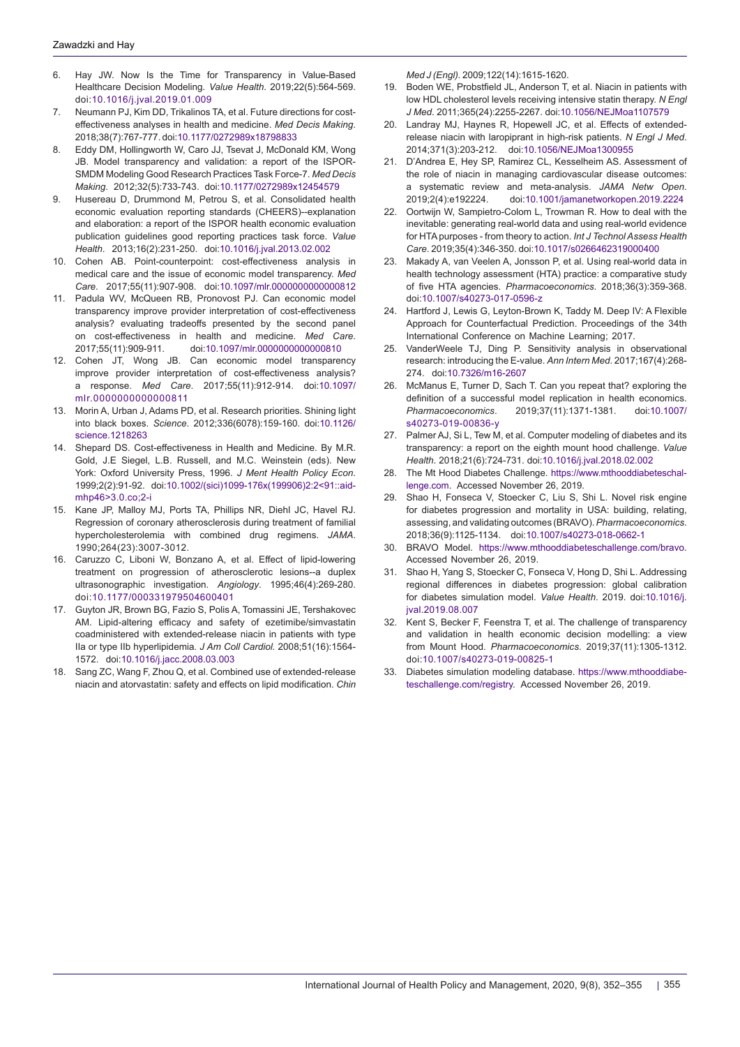6. Hay JW. Now Is the Time for Transparency in Value-Based Healthcare Decision Modeling. *Value Health*. 2019;22(5):564-569. doi:10.1016/j.jval.2019.01.009
7. Neumann PJ, Kim DD, Trikalinos TA, et al. Future directions for cost-effectiveness analyses in health and medicine. *Med Decis Making*. 2018;38(7):767-777. doi:10.1177/0272989x18798833
8. Eddy DM, Hollingworth W, Caro JJ, Tsevat J, McDonald KM, Wong JB. Model transparency and validation: a report of the ISPOR-SMDM Modeling Good Research Practices Task Force-7. *Med Decis Making*. 2012;32(5):733-743. doi:10.1177/0272989x12454579
9. Husereau D, Drummond M, Petrou S, et al. Consolidated health economic evaluation reporting standards (CHEERS)--explanation and elaboration: a report of the ISPOR health economic evaluation publication guidelines good reporting practices task force. *Value Health*. 2013;16(2):231-250. doi:10.1016/j.jval.2013.02.002
10. Cohen AB. Point-counterpoint: cost-effectiveness analysis in medical care and the issue of economic model transparency. *Med Care*. 2017;55(11):907-908. doi:10.1097/mlr.0000000000000812
11. Padula WV, McQueen RB, Pronovost PJ. Can economic model transparency improve provider interpretation of cost-effectiveness analysis? evaluating tradeoffs presented by the second panel on cost-effectiveness in health and medicine. *Med Care*. 2017;55(11):909-911. doi:10.1097/mlr.0000000000000810
12. Cohen JT, Wong JB. Can economic model transparency improve provider interpretation of cost-effectiveness analysis? a response. *Med Care*. 2017;55(11):912-914. doi:10.1097/mlr.0000000000000811
13. Morin A, Urban J, Adams PD, et al. Research priorities. Shining light into black boxes. *Science*. 2012;336(6078):159-160. doi:10.1126/science.1218263
14. Shepard DS. Cost-effectiveness in Health and Medicine. By M.R. Gold, J.E Siegel, L.B. Russell, and M.C. Weinstein (eds). New York: Oxford University Press, 1996. *J Ment Health Policy Econ*. 1999;2(2):91-92. doi:10.1002/(sici)1099-176x(199906)2:2<91::aid-mhp46>3.0.co;2-i
15. Kane JP, Malloy MJ, Ports TA, Phillips NR, Diehl JC, Havel RJ. Regression of coronary atherosclerosis during treatment of familial hypercholesterolemia with combined drug regimens. *JAMA*. 1990;264(23):3007-3012.
16. Caruzzo C, Liboni W, Bonzano A, et al. Effect of lipid-lowering treatment on progression of atherosclerotic lesions--a duplex ultrasonographic investigation. *Angiology*. 1995;46(4):269-280. doi:10.1177/000331979504600401
17. Guyton JR, Brown BG, Fazio S, Polis A, Tomassini JE, Tershakovec AM. Lipid-altering efficacy and safety of ezetimibe/simvastatin coadministered with extended-release niacin in patients with type IIa or type IIb hyperlipidemia. *J Am Coll Cardiol*. 2008;51(16):1564-1572. doi:10.1016/j.jacc.2008.03.003
18. Sang ZC, Wang F, Zhou Q, et al. Combined use of extended-release niacin and atorvastatin: safety and effects on lipid modification. *Chin Med J (Engl)*. 2009;122(14):1615-1620.
19. Boden WE, Probstfield JL, Anderson T, et al. Niacin in patients with low HDL cholesterol levels receiving intensive statin therapy. *N Engl J Med*. 2011;365(24):2255-2267. doi:10.1056/NEJMoa1107579
20. Landray MJ, Haynes R, Hopewell JC, et al. Effects of extended-release niacin with laropiprant in high-risk patients. *N Engl J Med*. 2014;371(3):203-212. doi:10.1056/NEJMoa1300955
21. D'Andrea E, Hey SP, Ramirez CL, Kesselheim AS. Assessment of the role of niacin in managing cardiovascular disease outcomes: a systematic review and meta-analysis. *JAMA Netw Open*. 2019;2(4):e192224. doi:10.1001/jamanetworkopen.2019.2224
22. Oortwijn W, Sampietro-Colom L, Trowman R. How to deal with the inevitable: generating real-world data and using real-world evidence for HTA purposes - from theory to action. *Int J Technol Assess Health Care*. 2019;35(4):346-350. doi:10.1017/s0266462319000400
23. Makady A, van Veelen A, Jonsson P, et al. Using real-world data in health technology assessment (HTA) practice: a comparative study of five HTA agencies. *Pharmacoeconomics*. 2018;36(3):359-368. doi:10.1007/s40273-017-0596-z
24. Hartford J, Lewis G, Leyton-Brown K, Taddy M. Deep IV: A Flexible Approach for Counterfactual Prediction. Proceedings of the 34th International Conference on Machine Learning; 2017.
25. VanderWeele TJ, Ding P. Sensitivity analysis in observational research: introducing the E-value. *Ann Intern Med*. 2017;167(4):268-274. doi:10.7326/m16-2607
26. McManus E, Turner D, Sach T. Can you repeat that? exploring the definition of a successful model replication in health economics. *Pharmacoeconomics*. 2019;37(11):1371-1381. doi:10.1007/s40273-019-00836-y
27. Palmer AJ, Si L, Tew M, et al. Computer modeling of diabetes and its transparency: a report on the eighth mount hood challenge. *Value Health*. 2018;21(6):724-731. doi:10.1016/j.jval.2018.02.002
28. The Mt Hood Diabetes Challenge. https://www.mthooddiabeteschallenge.com. Accessed November 26, 2019.
29. Shao H, Fonseca V, Stoecker C, Liu S, Shi L. Novel risk engine for diabetes progression and mortality in USA: building, relating, assessing, and validating outcomes (BRAVO). *Pharmacoeconomics*. 2018;36(9):1125-1134. doi:10.1007/s40273-018-0662-1
30. BRAVO Model. https://www.mthooddiabeteschallenge.com/bravo. Accessed November 26, 2019.
31. Shao H, Yang S, Stoecker C, Fonseca V, Hong D, Shi L. Addressing regional differences in diabetes progression: global calibration for diabetes simulation model. *Value Health*. 2019. doi:10.1016/j.jval.2019.08.007
32. Kent S, Becker F, Feenstra T, et al. The challenge of transparency and validation in health economic decision modelling: a view from Mount Hood. *Pharmacoeconomics*. 2019;37(11):1305-1312. doi:10.1007/s40273-019-00825-1
33. Diabetes simulation modeling database. https://www.mthooddiabeteschallenge.com/registry. Accessed November 26, 2019.